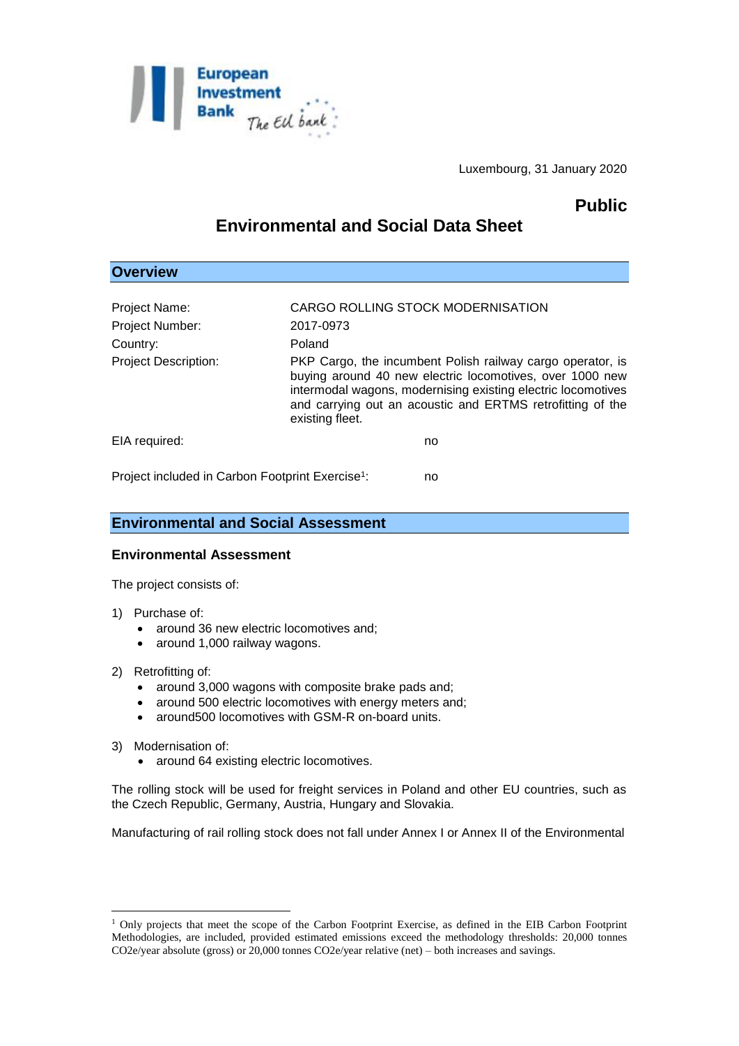Luxembourg, 31 January 2020

**Public**

# Environmental and Social Data Sheet

## Overview

| | |
|---|---|
| Project Name: | CARGO ROLLING STOCK MODERNISATION |
| Project Number: | 2017-0973 |
| Country: | Poland |
| Project Description: | PKP Cargo, the incumbent Polish railway cargo operator, is buying around 40 new electric locomotives, over 1000 new intermodal wagons, modernising existing electric locomotives and carrying out an acoustic and ERTMS retrofitting of the existing fleet. |

EIA required: no

Project included in Carbon Footprint Exercise[1]: no

## Environmental and Social Assessment

### Environmental Assessment

The project consists of:

1) Purchase of:
   - around 36 new electric locomotives and;
   - around 1,000 railway wagons.

2) Retrofitting of:
   - around 3,000 wagons with composite brake pads and;
   - around 500 electric locomotives with energy meters and;
   - around500 locomotives with GSM-R on-board units.

3) Modernisation of:
   - around 64 existing electric locomotives.

The rolling stock will be used for freight services in Poland and other EU countries, such as the Czech Republic, Germany, Austria, Hungary and Slovakia.

Manufacturing of rail rolling stock does not fall under Annex I or Annex II of the Environmental

---

[1] Only projects that meet the scope of the Carbon Footprint Exercise, as defined in the EIB Carbon Footprint Methodologies, are included, provided estimated emissions exceed the methodology thresholds: 20,000 tonnes CO2e/year absolute (gross) or 20,000 tonnes CO2e/year relative (net) – both increases and savings.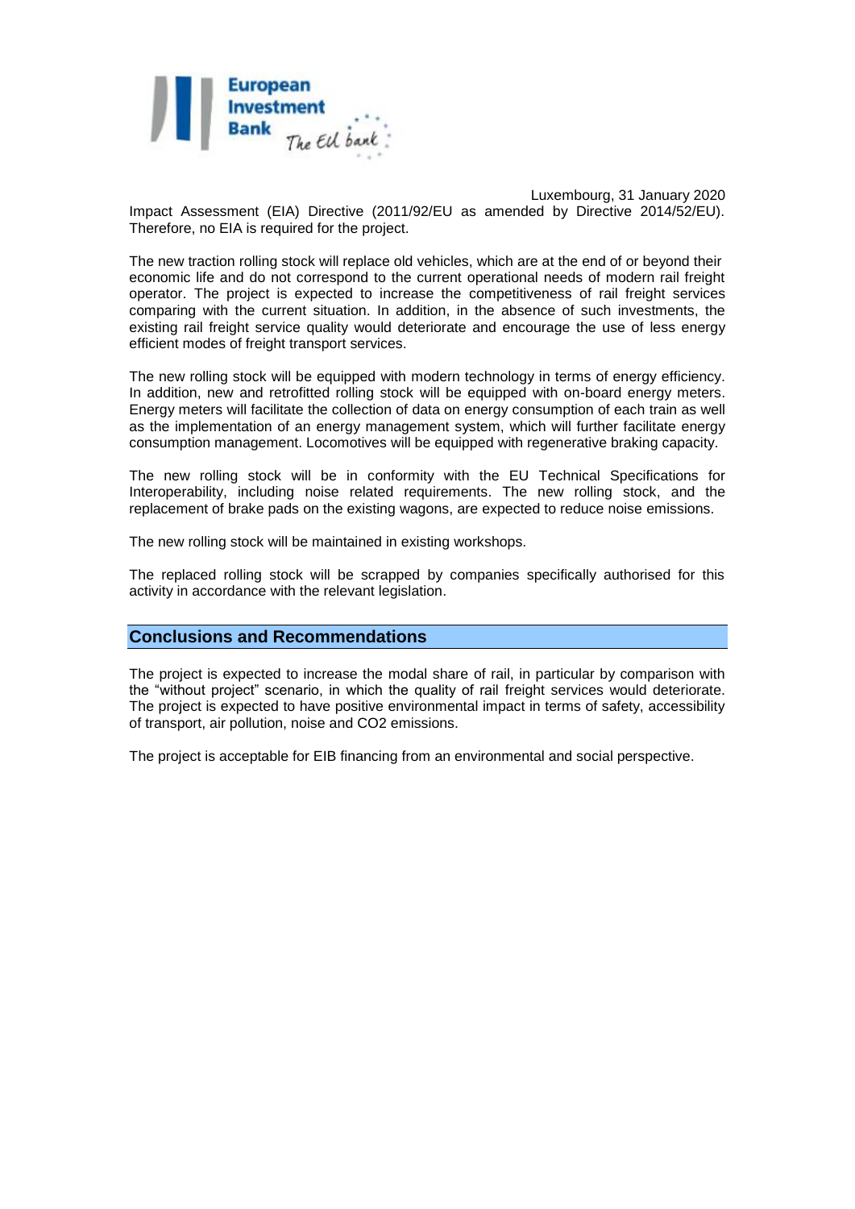Luxembourg, 31 January 2020

Impact Assessment (EIA) Directive (2011/92/EU as amended by Directive 2014/52/EU). Therefore, no EIA is required for the project.

The new traction rolling stock will replace old vehicles, which are at the end of or beyond their economic life and do not correspond to the current operational needs of modern rail freight operator. The project is expected to increase the competitiveness of rail freight services comparing with the current situation. In addition, in the absence of such investments, the existing rail freight service quality would deteriorate and encourage the use of less energy efficient modes of freight transport services.

The new rolling stock will be equipped with modern technology in terms of energy efficiency. In addition, new and retrofitted rolling stock will be equipped with on-board energy meters. Energy meters will facilitate the collection of data on energy consumption of each train as well as the implementation of an energy management system, which will further facilitate energy consumption management. Locomotives will be equipped with regenerative braking capacity.

The new rolling stock will be in conformity with the EU Technical Specifications for Interoperability, including noise related requirements. The new rolling stock, and the replacement of brake pads on the existing wagons, are expected to reduce noise emissions.

The new rolling stock will be maintained in existing workshops.

The replaced rolling stock will be scrapped by companies specifically authorised for this activity in accordance with the relevant legislation.

## Conclusions and Recommendations

The project is expected to increase the modal share of rail, in particular by comparison with the "without project" scenario, in which the quality of rail freight services would deteriorate. The project is expected to have positive environmental impact in terms of safety, accessibility of transport, air pollution, noise and $CO_2$ emissions.

The project is acceptable for EIB financing from an environmental and social perspective.